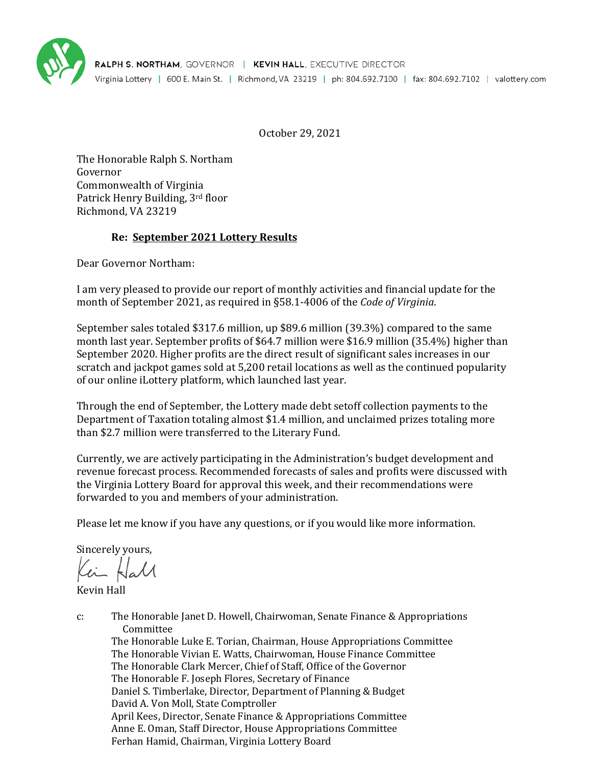**RALPH S. NORTHAM**, GOVERNOR | **KEVIN HALL**, EXECUTIVE DIRECTOR
Virginia Lottery | 600 E. Main St. | Richmond, VA 23219 | ph: 804.692.7100 | fax: 804.692.7102 | valottery.com

October 29, 2021

The Honorable Ralph S. Northam
Governor
Commonwealth of Virginia
Patrick Henry Building, 3rd floor
Richmond, VA 23219

**Re: September 2021 Lottery Results**

Dear Governor Northam:

I am very pleased to provide our report of monthly activities and financial update for the month of September 2021, as required in §58.1-4006 of the *Code of Virginia*.

September sales totaled $317.6 million, up $89.6 million (39.3%) compared to the same month last year. September profits of $64.7 million were $16.9 million (35.4%) higher than September 2020. Higher profits are the direct result of significant sales increases in our scratch and jackpot games sold at 5,200 retail locations as well as the continued popularity of our online iLottery platform, which launched last year.

Through the end of September, the Lottery made debt setoff collection payments to the Department of Taxation totaling almost $1.4 million, and unclaimed prizes totaling more than $2.7 million were transferred to the Literary Fund.

Currently, we are actively participating in the Administration's budget development and revenue forecast process. Recommended forecasts of sales and profits were discussed with the Virginia Lottery Board for approval this week, and their recommendations were forwarded to you and members of your administration.

Please let me know if you have any questions, or if you would like more information.

Sincerely yours,

Kevin Hall

c: The Honorable Janet D. Howell, Chairwoman, Senate Finance & Appropriations Committee
The Honorable Luke E. Torian, Chairman, House Appropriations Committee
The Honorable Vivian E. Watts, Chairwoman, House Finance Committee
The Honorable Clark Mercer, Chief of Staff, Office of the Governor
The Honorable F. Joseph Flores, Secretary of Finance
Daniel S. Timberlake, Director, Department of Planning & Budget
David A. Von Moll, State Comptroller
April Kees, Director, Senate Finance & Appropriations Committee
Anne E. Oman, Staff Director, House Appropriations Committee
Ferhan Hamid, Chairman, Virginia Lottery Board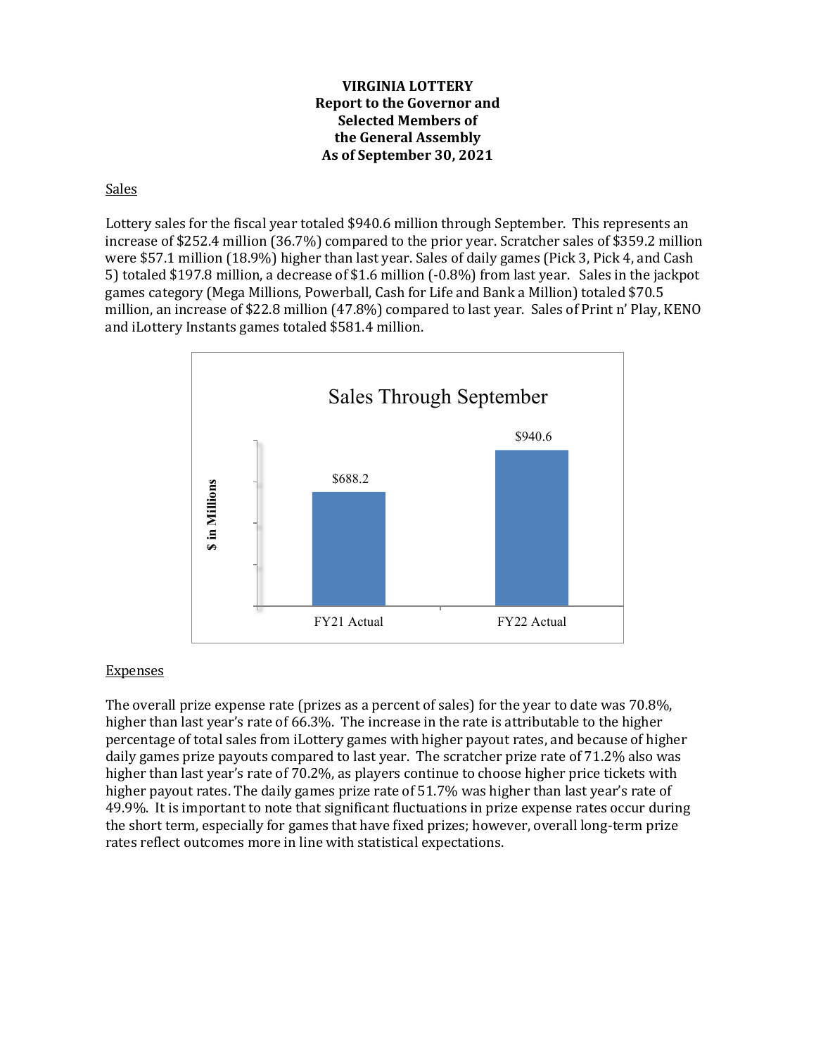**VIRGINIA LOTTERY**
**Report to the Governor and**
**Selected Members of**
**the General Assembly**
**As of September 30, 2021**

## Sales

Lottery sales for the fiscal year totaled $940.6 million through September. This represents an increase of $252.4 million (36.7%) compared to the prior year. Scratcher sales of $359.2 million were $57.1 million (18.9%) higher than last year. Sales of daily games (Pick 3, Pick 4, and Cash 5) totaled $197.8 million, a decrease of $1.6 million (-0.8%) from last year. Sales in the jackpot games category (Mega Millions, Powerball, Cash for Life and Bank a Million) totaled $70.5 million, an increase of $22.8 million (47.8%) compared to last year. Sales of Print n' Play, KENO and iLottery Instants games totaled $581.4 million.

**Sales Through September**

| | FY21 Actual | FY22 Actual |
|---|---|---|
| $ in Millions | $688.2 | $940.6 |

## Expenses

The overall prize expense rate (prizes as a percent of sales) for the year to date was 70.8%, higher than last year's rate of 66.3%. The increase in the rate is attributable to the higher percentage of total sales from iLottery games with higher payout rates, and because of higher daily games prize payouts compared to last year. The scratcher prize rate of 71.2% also was higher than last year's rate of 70.2%, as players continue to choose higher price tickets with higher payout rates. The daily games prize rate of 51.7% was higher than last year's rate of 49.9%. It is important to note that significant fluctuations in prize expense rates occur during the short term, especially for games that have fixed prizes; however, overall long-term prize rates reflect outcomes more in line with statistical expectations.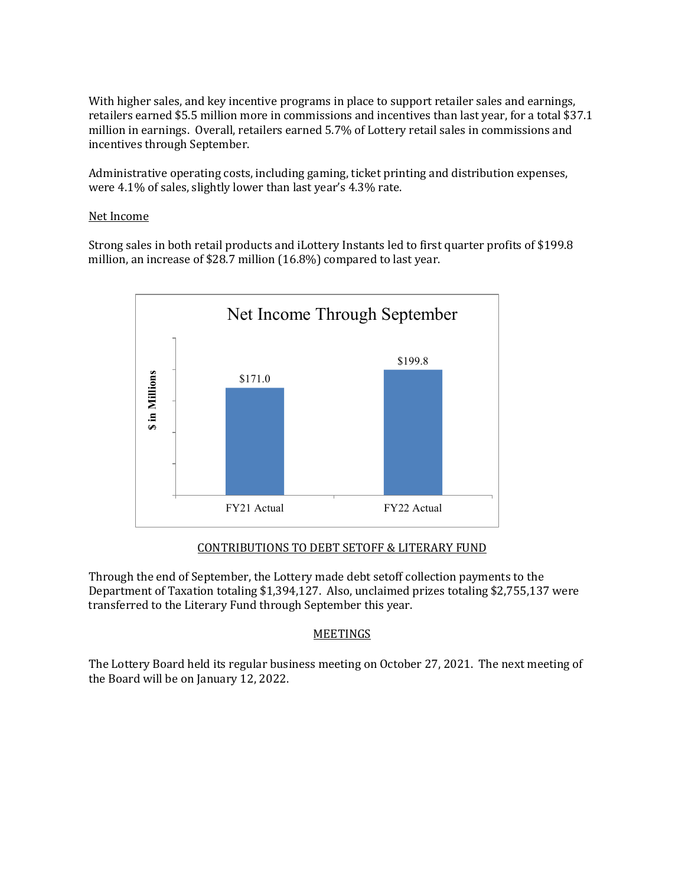With higher sales, and key incentive programs in place to support retailer sales and earnings, retailers earned $5.5 million more in commissions and incentives than last year, for a total $37.1 million in earnings. Overall, retailers earned 5.7% of Lottery retail sales in commissions and incentives through September.

Administrative operating costs, including gaming, ticket printing and distribution expenses, were 4.1% of sales, slightly lower than last year's 4.3% rate.

Net Income

Strong sales in both retail products and iLottery Instants led to first quarter profits of $199.8 million, an increase of $28.7 million (16.8%) compared to last year.

Net Income Through September

$ in Millions

$171.0

$199.8

FY21 Actual

FY22 Actual

## CONTRIBUTIONS TO DEBT SETOFF & LITERARY FUND

Through the end of September, the Lottery made debt setoff collection payments to the Department of Taxation totaling $1,394,127. Also, unclaimed prizes totaling $2,755,137 were transferred to the Literary Fund through September this year.

## MEETINGS

The Lottery Board held its regular business meeting on October 27, 2021. The next meeting of the Board will be on January 12, 2022.